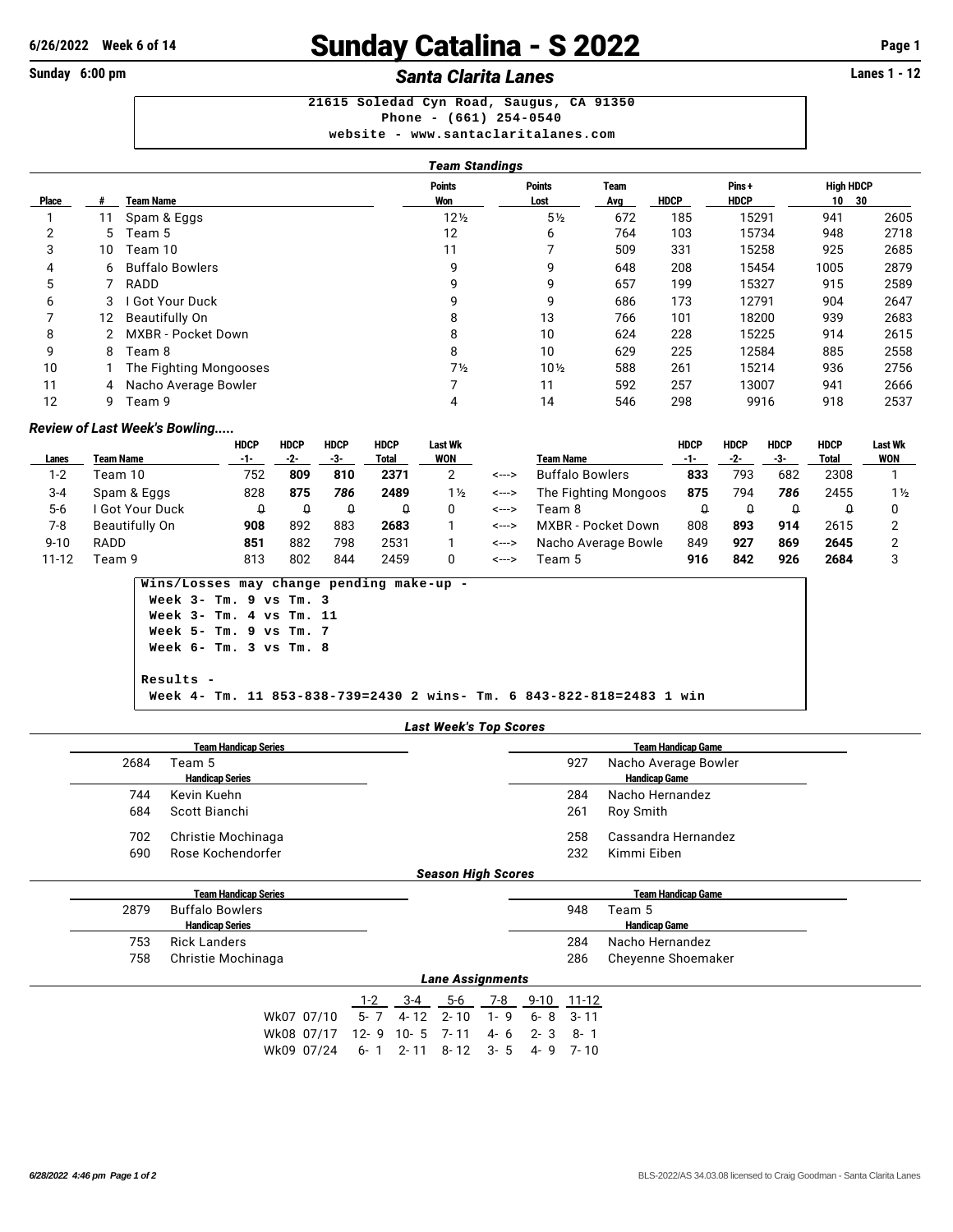# Sunday Catalina - S 2022

**6/26/2022 Week 6 of 14**

**Sunday 6:00 pm** — ***Santa Clarita Lanes*** — **Lanes 1 - 12**

```
21615 Soledad Cyn Road, Saugus, CA 91350
Phone - (661) 254-0540
website - www.santaclaritalanes.com
```

### *Team Standings*

| Place | # | Team Name | Points Won | Points Lost | Team Avg | HDCP | Pins + HDCP | High HDCP 10 | High HDCP 30 |
|---|---|---|---|---|---|---|---|---|---|
| 1 | 11 | Spam & Eggs | 12½ | 5½ | 672 | 185 | 15291 | 941 | 2605 |
| 2 | 5 | Team 5 | 12 | 6 | 764 | 103 | 15734 | 948 | 2718 |
| 3 | 10 | Team 10 | 11 | 7 | 509 | 331 | 15258 | 925 | 2685 |
| 4 | 6 | Buffalo Bowlers | 9 | 9 | 648 | 208 | 15454 | 1005 | 2879 |
| 5 | 7 | RADD | 9 | 9 | 657 | 199 | 15327 | 915 | 2589 |
| 6 | 3 | I Got Your Duck | 9 | 9 | 686 | 173 | 12791 | 904 | 2647 |
| 7 | 12 | Beautifully On | 8 | 13 | 766 | 101 | 18200 | 939 | 2683 |
| 8 | 2 | MXBR - Pocket Down | 8 | 10 | 624 | 228 | 15225 | 914 | 2615 |
| 9 | 8 | Team 8 | 8 | 10 | 629 | 225 | 12584 | 885 | 2558 |
| 10 | 1 | The Fighting Mongooses | 7½ | 10½ | 588 | 261 | 15214 | 936 | 2756 |
| 11 | 4 | Nacho Average Bowler | 7 | 11 | 592 | 257 | 13007 | 941 | 2666 |
| 12 | 9 | Team 9 | 4 | 14 | 546 | 298 | 9916 | 918 | 2537 |

### *Review of Last Week's Bowling.....*

| Lanes | Team Name | HDCP -1- | HDCP -2- | HDCP -3- | HDCP Total | Last Wk WON | | Team Name | HDCP -1- | HDCP -2- | HDCP -3- | HDCP Total | Last Wk WON |
|---|---|---|---|---|---|---|---|---|---|---|---|---|---|
| 1-2 | Team 10 | 752 | **809** | **810** | **2371** | 2 | <---> | Buffalo Bowlers | **833** | 793 | 682 | 2308 | 1 |
| 3-4 | Spam & Eggs | 828 | **875** | ***786*** | **2489** | 1½ | <---> | The Fighting Mongoos | **875** | 794 | ***786*** | 2455 | 1½ |
| 5-6 | I Got Your Duck | 0 | 0 | 0 | 0 | 0 | <---> | Team 8 | 0 | 0 | 0 | 0 | 0 |
| 7-8 | Beautifully On | **908** | 892 | 883 | **2683** | 1 | <---> | MXBR - Pocket Down | 808 | **893** | **914** | 2615 | 2 |
| 9-10 | RADD | **851** | 882 | 798 | 2531 | 1 | <---> | Nacho Average Bowle | 849 | **927** | **869** | **2645** | 2 |
| 11-12 | Team 9 | 813 | 802 | 844 | 2459 | 0 | <---> | Team 5 | **916** | **842** | **926** | **2684** | 3 |

```
Wins/Losses may change pending make-up -
 Week 3- Tm. 9 vs Tm. 3
 Week 3- Tm. 4 vs Tm. 11
 Week 5- Tm. 9 vs Tm. 7
 Week 6- Tm. 3 vs Tm. 8

Results -
 Week 4- Tm. 11 853-838-739=2430 2 wins- Tm. 6 843-822-818=2483 1 win
```

### *Last Week's Top Scores*

| Team Handicap Series | | Team Handicap Game | |
|---|---|---|---|
| 2684 | Team 5 | 927 | Nacho Average Bowler |
| **Handicap Series** | | **Handicap Game** | |
| 744 | Kevin Kuehn | 284 | Nacho Hernandez |
| 684 | Scott Bianchi | 261 | Roy Smith |
| 702 | Christie Mochinaga | 258 | Cassandra Hernandez |
| 690 | Rose Kochendorfer | 232 | Kimmi Eiben |

### *Season High Scores*

| Team Handicap Series | | Team Handicap Game | |
|---|---|---|---|
| 2879 | Buffalo Bowlers | 948 | Team 5 |
| **Handicap Series** | | **Handicap Game** | |
| 753 | Rick Landers | 284 | Nacho Hernandez |
| 758 | Christie Mochinaga | 286 | Cheyenne Shoemaker |

### *Lane Assignments*

| | 1-2 | 3-4 | 5-6 | 7-8 | 9-10 | 11-12 |
|---|---|---|---|---|---|---|
| Wk07 07/10 | 5- 7 | 4- 12 | 2- 10 | 1- 9 | 6- 8 | 3- 11 |
| Wk08 07/17 | 12- 9 | 10- 5 | 7- 11 | 4- 6 | 2- 3 | 8- 1 |
| Wk09 07/24 | 6- 1 | 2- 11 | 8- 12 | 3- 5 | 4- 9 | 7- 10 |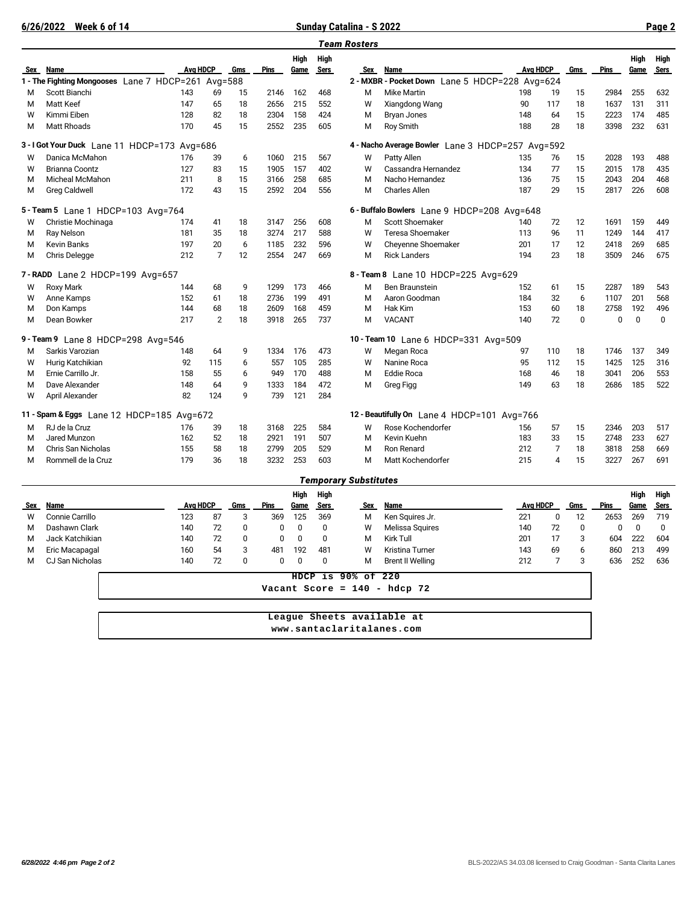## Team Rosters

| Sex | Name | Avg | HDCP | Gms | Pins | High Game | High Sers | Sex | Name | Avg | HDCP | Gms | Pins | High Game | High Sers |
|---|---|---|---|---|---|---|---|---|---|---|---|---|---|---|---|
| **1 - The Fighting Mongooses** Lane 7 HDCP=261 Avg=588 | | | | | | | | **2 - MXBR - Pocket Down** Lane 5 HDCP=228 Avg=624 | | | | | | | |
| M | Scott Bianchi | 143 | 69 | 15 | 2146 | 162 | 468 | M | Mike Martin | 198 | 19 | 15 | 2984 | 255 | 632 |
| M | Matt Keef | 147 | 65 | 18 | 2656 | 215 | 552 | W | Xiangdong Wang | 90 | 117 | 18 | 1637 | 131 | 311 |
| W | Kimmi Eiben | 128 | 82 | 18 | 2304 | 158 | 424 | M | Bryan Jones | 148 | 64 | 15 | 2223 | 174 | 485 |
| M | Matt Rhoads | 170 | 45 | 15 | 2552 | 235 | 605 | M | Roy Smith | 188 | 28 | 18 | 3398 | 232 | 631 |
| **3 - I Got Your Duck** Lane 11 HDCP=173 Avg=686 | | | | | | | | **4 - Nacho Average Bowler** Lane 3 HDCP=257 Avg=592 | | | | | | | |
| W | Danica McMahon | 176 | 39 | 6 | 1060 | 215 | 567 | W | Patty Allen | 135 | 76 | 15 | 2028 | 193 | 488 |
| W | Brianna Coontz | 127 | 83 | 15 | 1905 | 157 | 402 | W | Cassandra Hernandez | 134 | 77 | 15 | 2015 | 178 | 435 |
| M | Micheal McMahon | 211 | 8 | 15 | 3166 | 258 | 685 | M | Nacho Hernandez | 136 | 75 | 15 | 2043 | 204 | 468 |
| M | Greg Caldwell | 172 | 43 | 15 | 2592 | 204 | 556 | M | Charles Allen | 187 | 29 | 15 | 2817 | 226 | 608 |
| **5 - Team 5** Lane 1 HDCP=103 Avg=764 | | | | | | | | **6 - Buffalo Bowlers** Lane 9 HDCP=208 Avg=648 | | | | | | | |
| W | Christie Mochinaga | 174 | 41 | 18 | 3147 | 256 | 608 | M | Scott Shoemaker | 140 | 72 | 12 | 1691 | 159 | 449 |
| M | Ray Nelson | 181 | 35 | 18 | 3274 | 217 | 588 | W | Teresa Shoemaker | 113 | 96 | 11 | 1249 | 144 | 417 |
| M | Kevin Banks | 197 | 20 | 6 | 1185 | 232 | 596 | W | Cheyenne Shoemaker | 201 | 17 | 12 | 2418 | 269 | 685 |
| M | Chris Delegge | 212 | 7 | 12 | 2554 | 247 | 669 | M | Rick Landers | 194 | 23 | 18 | 3509 | 246 | 675 |
| **7 - RADD** Lane 2 HDCP=199 Avg=657 | | | | | | | | **8 - Team 8** Lane 10 HDCP=225 Avg=629 | | | | | | | |
| W | Roxy Mark | 144 | 68 | 9 | 1299 | 173 | 466 | M | Ben Braunstein | 152 | 61 | 15 | 2287 | 189 | 543 |
| W | Anne Kamps | 152 | 61 | 18 | 2736 | 199 | 491 | M | Aaron Goodman | 184 | 32 | 6 | 1107 | 201 | 568 |
| M | Don Kamps | 144 | 68 | 18 | 2609 | 168 | 459 | M | Hak Kim | 153 | 60 | 18 | 2758 | 192 | 496 |
| M | Dean Bowker | 217 | 2 | 18 | 3918 | 265 | 737 | M | VACANT | 140 | 72 | 0 | 0 | 0 | 0 |
| **9 - Team 9** Lane 8 HDCP=298 Avg=546 | | | | | | | | **10 - Team 10** Lane 6 HDCP=331 Avg=509 | | | | | | | |
| M | Sarkis Varozian | 148 | 64 | 9 | 1334 | 176 | 473 | W | Megan Roca | 97 | 110 | 18 | 1746 | 137 | 349 |
| W | Hurig Katchikian | 92 | 115 | 6 | 557 | 105 | 285 | W | Nanine Roca | 95 | 112 | 15 | 1425 | 125 | 316 |
| M | Ernie Carrillo Jr. | 158 | 55 | 6 | 949 | 170 | 488 | M | Eddie Roca | 168 | 46 | 18 | 3041 | 206 | 553 |
| M | Dave Alexander | 148 | 64 | 9 | 1333 | 184 | 472 | M | Greg Figg | 149 | 63 | 18 | 2686 | 185 | 522 |
| W | April Alexander | 82 | 124 | 9 | 739 | 121 | 284 | | | | | | | | |
| **11 - Spam & Eggs** Lane 12 HDCP=185 Avg=672 | | | | | | | | **12 - Beautifully On** Lane 4 HDCP=101 Avg=766 | | | | | | | |
| M | RJ de la Cruz | 176 | 39 | 18 | 3168 | 225 | 584 | W | Rose Kochendorfer | 156 | 57 | 15 | 2346 | 203 | 517 |
| M | Jared Munzon | 162 | 52 | 18 | 2921 | 191 | 507 | M | Kevin Kuehn | 183 | 33 | 15 | 2748 | 233 | 627 |
| M | Chris San Nicholas | 155 | 58 | 18 | 2799 | 205 | 529 | M | Ron Renard | 212 | 7 | 18 | 3818 | 258 | 669 |
| M | Rommell de la Cruz | 179 | 36 | 18 | 3232 | 253 | 603 | M | Matt Kochendorfer | 215 | 4 | 15 | 3227 | 267 | 691 |

## Temporary Substitutes

| Sex | Name | Avg | HDCP | Gms | Pins | High Game | High Sers | Sex | Name | Avg | HDCP | Gms | Pins | High Game | High Sers |
|---|---|---|---|---|---|---|---|---|---|---|---|---|---|---|---|
| W | Connie Carrillo | 123 | 87 | 3 | 369 | 125 | 369 | M | Ken Squires Jr. | 221 | 0 | 12 | 2653 | 269 | 719 |
| M | Dashawn Clark | 140 | 72 | 0 | 0 | 0 | 0 | W | Melissa Squires | 140 | 72 | 0 | 0 | 0 | 0 |
| M | Jack Katchikian | 140 | 72 | 0 | 0 | 0 | 0 | M | Kirk Tull | 201 | 17 | 3 | 604 | 222 | 604 |
| M | Eric Macapagal | 160 | 54 | 3 | 481 | 192 | 481 | W | Kristina Turner | 143 | 69 | 6 | 860 | 213 | 499 |
| M | CJ San Nicholas | 140 | 72 | 0 | 0 | 0 | 0 | M | Brent II Welling | 212 | 7 | 3 | 636 | 252 | 636 |

```
HDCP is 90% of 220
Vacant Score = 140 - hdcp 72
```

```
League Sheets available at
www.santaclaritalanes.com
```